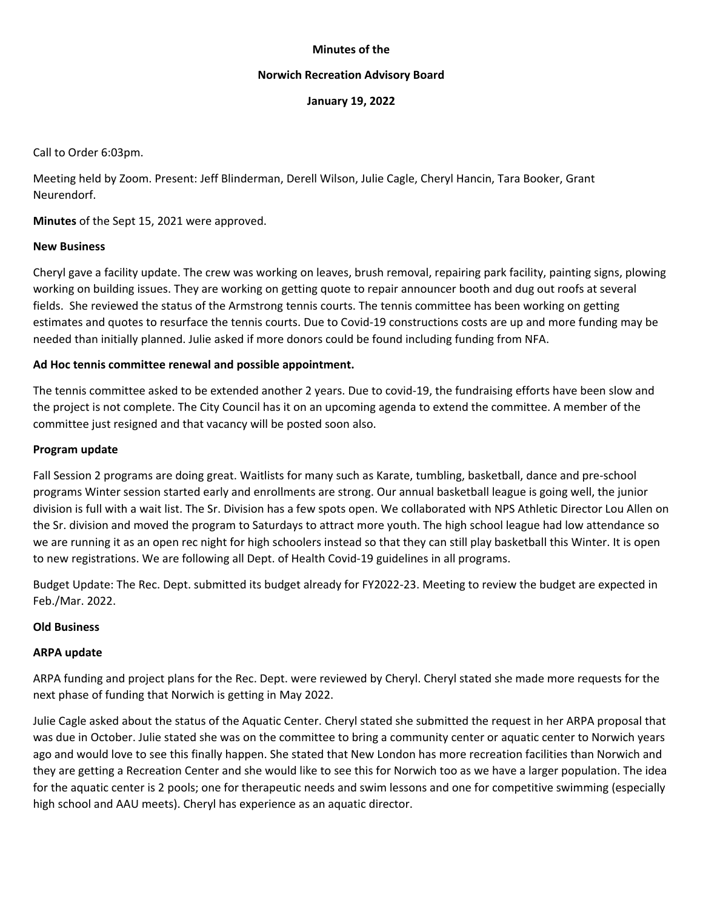**Minutes of the**

**Norwich Recreation Advisory Board**

**January 19, 2022**

Call to Order 6:03pm.

Meeting held by Zoom. Present: Jeff Blinderman, Derell Wilson, Julie Cagle, Cheryl Hancin, Tara Booker, Grant Neurendorf.

**Minutes** of the Sept 15, 2021 were approved.

**New Business**

Cheryl gave a facility update. The crew was working on leaves, brush removal, repairing park facility, painting signs, plowing working on building issues. They are working on getting quote to repair announcer booth and dug out roofs at several fields. She reviewed the status of the Armstrong tennis courts. The tennis committee has been working on getting estimates and quotes to resurface the tennis courts. Due to Covid-19 constructions costs are up and more funding may be needed than initially planned. Julie asked if more donors could be found including funding from NFA.

**Ad Hoc tennis committee renewal and possible appointment.**

The tennis committee asked to be extended another 2 years. Due to covid-19, the fundraising efforts have been slow and the project is not complete. The City Council has it on an upcoming agenda to extend the committee. A member of the committee just resigned and that vacancy will be posted soon also.

**Program update**

Fall Session 2 programs are doing great. Waitlists for many such as Karate, tumbling, basketball, dance and pre-school programs Winter session started early and enrollments are strong. Our annual basketball league is going well, the junior division is full with a wait list. The Sr. Division has a few spots open. We collaborated with NPS Athletic Director Lou Allen on the Sr. division and moved the program to Saturdays to attract more youth. The high school league had low attendance so we are running it as an open rec night for high schoolers instead so that they can still play basketball this Winter. It is open to new registrations. We are following all Dept. of Health Covid-19 guidelines in all programs.

Budget Update: The Rec. Dept. submitted its budget already for FY2022-23. Meeting to review the budget are expected in Feb./Mar. 2022.

**Old Business**

**ARPA update**

ARPA funding and project plans for the Rec. Dept. were reviewed by Cheryl. Cheryl stated she made more requests for the next phase of funding that Norwich is getting in May 2022.

Julie Cagle asked about the status of the Aquatic Center. Cheryl stated she submitted the request in her ARPA proposal that was due in October. Julie stated she was on the committee to bring a community center or aquatic center to Norwich years ago and would love to see this finally happen. She stated that New London has more recreation facilities than Norwich and they are getting a Recreation Center and she would like to see this for Norwich too as we have a larger population. The idea for the aquatic center is 2 pools; one for therapeutic needs and swim lessons and one for competitive swimming (especially high school and AAU meets). Cheryl has experience as an aquatic director.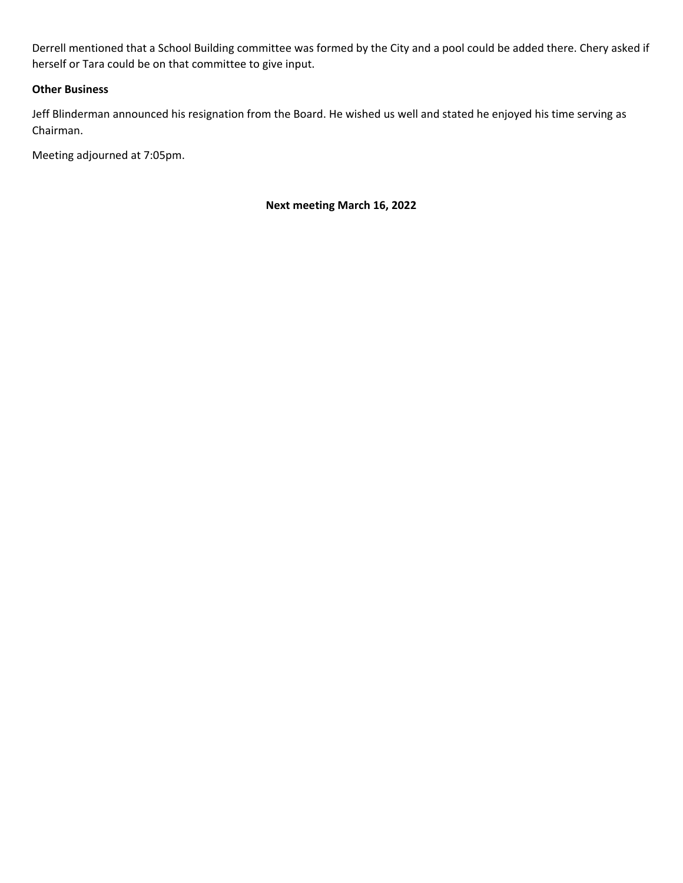Derrell mentioned that a School Building committee was formed by the City and a pool could be added there. Chery asked if herself or Tara could be on that committee to give input.

**Other Business**

Jeff Blinderman announced his resignation from the Board. He wished us well and stated he enjoyed his time serving as Chairman.

Meeting adjourned at 7:05pm.

**Next meeting March 16, 2022**